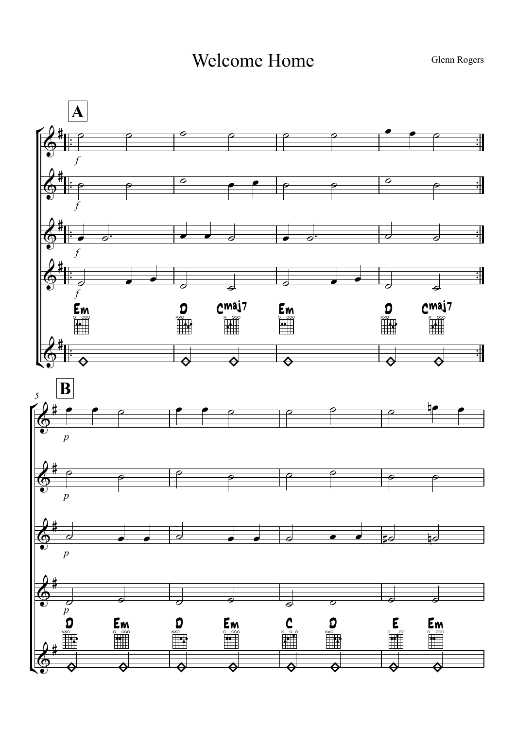# Welcome Home

Glenn Rogers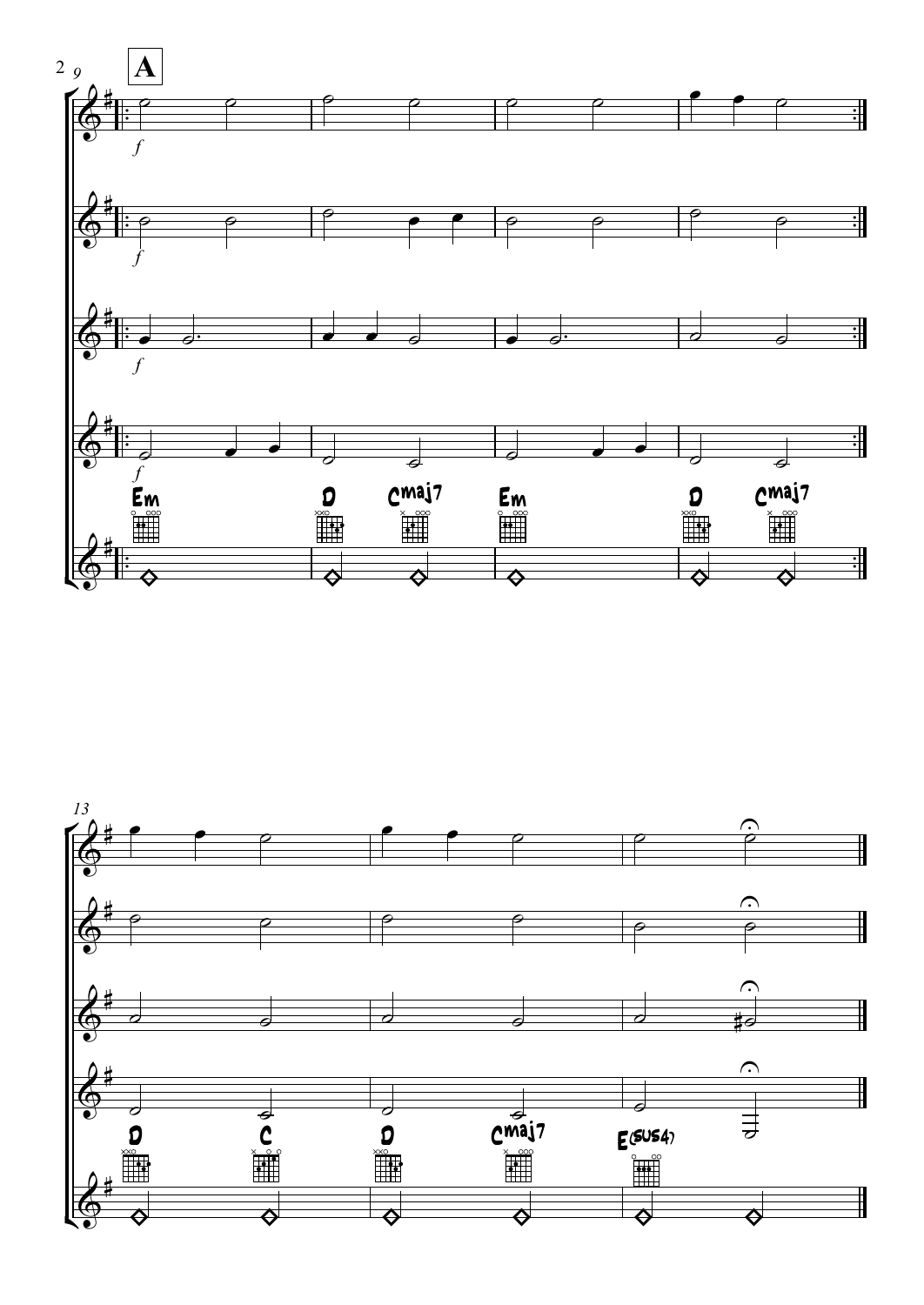**A**

Em D Cmaj7 Em D Cmaj7

D C D Cmaj7 E(sus4)